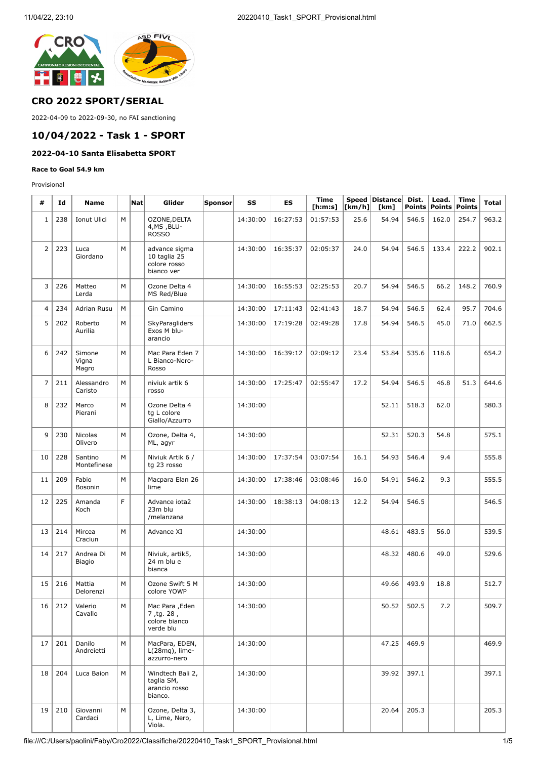## CRO 2022 SPORT/SERIAL

2022-04-09 to 2022-09-30, no FAI sanctioning

## 10/04/2022 - Task 1 - SPORT

#### 2022-04-10 Santa Elisabetta SPORT

##### Race to Goal 54.9 km

Provisional

| # | Id | Name | | Nat | Glider | Sponsor | SS | ES | Time [h:m:s] | Speed [km/h] | Distance [km] | Dist. Points | Lead. Points | Time Points | Total |
|---|---|---|---|---|---|---|---|---|---|---|---|---|---|---|---|
| 1 | 238 | Ionut Ulici | M | | OZONE,DELTA 4,MS ,BLU-ROSSO | | 14:30:00 | 16:27:53 | 01:57:53 | 25.6 | 54.94 | 546.5 | 162.0 | 254.7 | 963.2 |
| 2 | 223 | Luca Giordano | M | | advance sigma 10 taglia 25 colore rosso bianco ver | | 14:30:00 | 16:35:37 | 02:05:37 | 24.0 | 54.94 | 546.5 | 133.4 | 222.2 | 902.1 |
| 3 | 226 | Matteo Lerda | M | | Ozone Delta 4 MS Red/Blue | | 14:30:00 | 16:55:53 | 02:25:53 | 20.7 | 54.94 | 546.5 | 66.2 | 148.2 | 760.9 |
| 4 | 234 | Adrian Rusu | M | | Gin Camino | | 14:30:00 | 17:11:43 | 02:41:43 | 18.7 | 54.94 | 546.5 | 62.4 | 95.7 | 704.6 |
| 5 | 202 | Roberto Aurilia | M | | SkyParagliders Exos M blu-arancio | | 14:30:00 | 17:19:28 | 02:49:28 | 17.8 | 54.94 | 546.5 | 45.0 | 71.0 | 662.5 |
| 6 | 242 | Simone Vigna Magro | M | | Mac Para Eden 7 L Bianco-Nero-Rosso | | 14:30:00 | 16:39:12 | 02:09:12 | 23.4 | 53.84 | 535.6 | 118.6 | | 654.2 |
| 7 | 211 | Alessandro Caristo | M | | niviuk artik 6 rosso | | 14:30:00 | 17:25:47 | 02:55:47 | 17.2 | 54.94 | 546.5 | 46.8 | 51.3 | 644.6 |
| 8 | 232 | Marco Pierani | M | | Ozone Delta 4 tg L colore Giallo/Azzurro | | 14:30:00 | | | | 52.11 | 518.3 | 62.0 | | 580.3 |
| 9 | 230 | Nicolas Olivero | M | | Ozone, Delta 4, ML, agyr | | 14:30:00 | | | | 52.31 | 520.3 | 54.8 | | 575.1 |
| 10 | 228 | Santino Montefinese | M | | Niviuk Artik 6 / tg 23 rosso | | 14:30:00 | 17:37:54 | 03:07:54 | 16.1 | 54.93 | 546.4 | 9.4 | | 555.8 |
| 11 | 209 | Fabio Bosonin | M | | Macpara Elan 26 lime | | 14:30:00 | 17:38:46 | 03:08:46 | 16.0 | 54.91 | 546.2 | 9.3 | | 555.5 |
| 12 | 225 | Amanda Koch | F | | Advance iota2 23m blu /melanzana | | 14:30:00 | 18:38:13 | 04:08:13 | 12.2 | 54.94 | 546.5 | | | 546.5 |
| 13 | 214 | Mircea Craciun | M | | Advance XI | | 14:30:00 | | | | 48.61 | 483.5 | 56.0 | | 539.5 |
| 14 | 217 | Andrea Di Biagio | M | | Niviuk, artik5, 24 m blu e bianca | | 14:30:00 | | | | 48.32 | 480.6 | 49.0 | | 529.6 |
| 15 | 216 | Mattia Delorenzi | M | | Ozone Swift 5 M colore YOWP | | 14:30:00 | | | | 49.66 | 493.9 | 18.8 | | 512.7 |
| 16 | 212 | Valerio Cavallo | M | | Mac Para ,Eden 7 ,tg. 28 , colore bianco verde blu | | 14:30:00 | | | | 50.52 | 502.5 | 7.2 | | 509.7 |
| 17 | 201 | Danilo Andreietti | M | | MacPara, EDEN, L(28mq), lime-azzurro-nero | | 14:30:00 | | | | 47.25 | 469.9 | | | 469.9 |
| 18 | 204 | Luca Baion | M | | Windtech Bali 2, taglia SM, arancio rosso bianco. | | 14:30:00 | | | | 39.92 | 397.1 | | | 397.1 |
| 19 | 210 | Giovanni Cardaci | M | | Ozone, Delta 3, L, Lime, Nero, Viola. | | 14:30:00 | | | | 20.64 | 205.3 | | | 205.3 |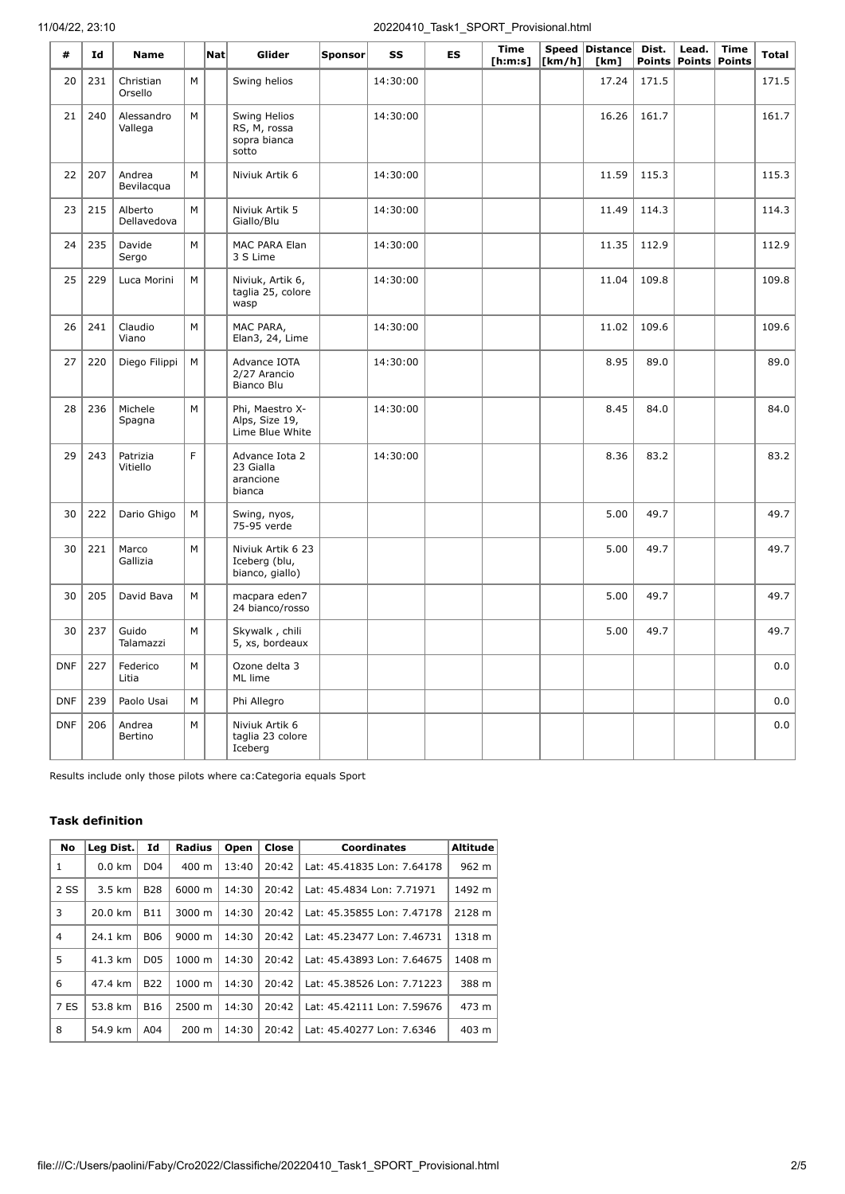| # | Id | Name | | Nat | Glider | Sponsor | SS | ES | Time [h:m:s] | Speed [km/h] | Distance [km] | Dist. Points | Lead. Points | Time Points | Total |
|---|---|---|---|---|---|---|---|---|---|---|---|---|---|---|---|
| 20 | 231 | Christian Orsello | M | | Swing helios | | 14:30:00 | | | | 17.24 | 171.5 | | | 171.5 |
| 21 | 240 | Alessandro Vallega | M | | Swing Helios RS, M, rossa sopra bianca sotto | | 14:30:00 | | | | 16.26 | 161.7 | | | 161.7 |
| 22 | 207 | Andrea Bevilacqua | M | | Niviuk Artik 6 | | 14:30:00 | | | | 11.59 | 115.3 | | | 115.3 |
| 23 | 215 | Alberto Dellavedova | M | | Niviuk Artik 5 Giallo/Blu | | 14:30:00 | | | | 11.49 | 114.3 | | | 114.3 |
| 24 | 235 | Davide Sergo | M | | MAC PARA Elan 3 S Lime | | 14:30:00 | | | | 11.35 | 112.9 | | | 112.9 |
| 25 | 229 | Luca Morini | M | | Niviuk, Artik 6, taglia 25, colore wasp | | 14:30:00 | | | | 11.04 | 109.8 | | | 109.8 |
| 26 | 241 | Claudio Viano | M | | MAC PARA, Elan3, 24, Lime | | 14:30:00 | | | | 11.02 | 109.6 | | | 109.6 |
| 27 | 220 | Diego Filippi | M | | Advance IOTA 2/27 Arancio Bianco Blu | | 14:30:00 | | | | 8.95 | 89.0 | | | 89.0 |
| 28 | 236 | Michele Spagna | M | | Phi, Maestro X-Alps, Size 19, Lime Blue White | | 14:30:00 | | | | 8.45 | 84.0 | | | 84.0 |
| 29 | 243 | Patrizia Vitiello | F | | Advance Iota 2 23 Gialla arancione bianca | | 14:30:00 | | | | 8.36 | 83.2 | | | 83.2 |
| 30 | 222 | Dario Ghigo | M | | Swing, nyos, 75-95 verde | | | | | | 5.00 | 49.7 | | | 49.7 |
| 30 | 221 | Marco Gallizia | M | | Niviuk Artik 6 23 Iceberg (blu, bianco, giallo) | | | | | | 5.00 | 49.7 | | | 49.7 |
| 30 | 205 | David Bava | M | | macpara eden7 24 bianco/rosso | | | | | | 5.00 | 49.7 | | | 49.7 |
| 30 | 237 | Guido Talamazzi | M | | Skywalk , chili 5, xs, bordeaux | | | | | | 5.00 | 49.7 | | | 49.7 |
| DNF | 227 | Federico Litia | M | | Ozone delta 3 ML lime | | | | | | | | | | 0.0 |
| DNF | 239 | Paolo Usai | M | | Phi Allegro | | | | | | | | | | 0.0 |
| DNF | 206 | Andrea Bertino | M | | Niviuk Artik 6 taglia 23 colore Iceberg | | | | | | | | | | 0.0 |

Results include only those pilots where ca:Categoria equals Sport

### Task definition

| No | Leg Dist. | Id | Radius | Open | Close | Coordinates | Altitude |
|---|---|---|---|---|---|---|---|
| 1 | 0.0 km | D04 | 400 m | 13:40 | 20:42 | Lat: 45.41835 Lon: 7.64178 | 962 m |
| 2 SS | 3.5 km | B28 | 6000 m | 14:30 | 20:42 | Lat: 45.4834 Lon: 7.71971 | 1492 m |
| 3 | 20.0 km | B11 | 3000 m | 14:30 | 20:42 | Lat: 45.35855 Lon: 7.47178 | 2128 m |
| 4 | 24.1 km | B06 | 9000 m | 14:30 | 20:42 | Lat: 45.23477 Lon: 7.46731 | 1318 m |
| 5 | 41.3 km | D05 | 1000 m | 14:30 | 20:42 | Lat: 45.43893 Lon: 7.64675 | 1408 m |
| 6 | 47.4 km | B22 | 1000 m | 14:30 | 20:42 | Lat: 45.38526 Lon: 7.71223 | 388 m |
| 7 ES | 53.8 km | B16 | 2500 m | 14:30 | 20:42 | Lat: 45.42111 Lon: 7.59676 | 473 m |
| 8 | 54.9 km | A04 | 200 m | 14:30 | 20:42 | Lat: 45.40277 Lon: 7.6346 | 403 m |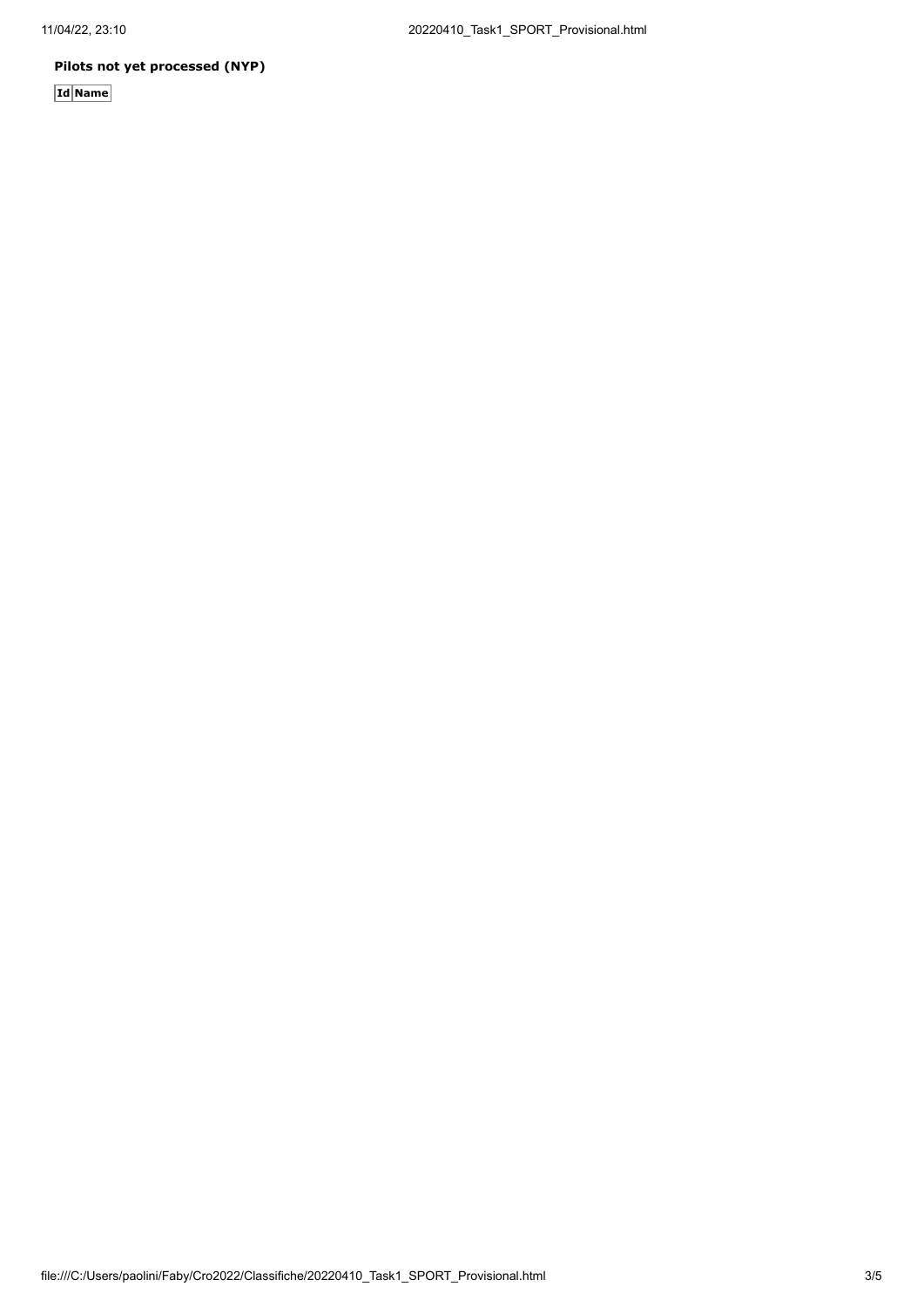**Pilots not yet processed (NYP)**

| Id | Name |
|---|---|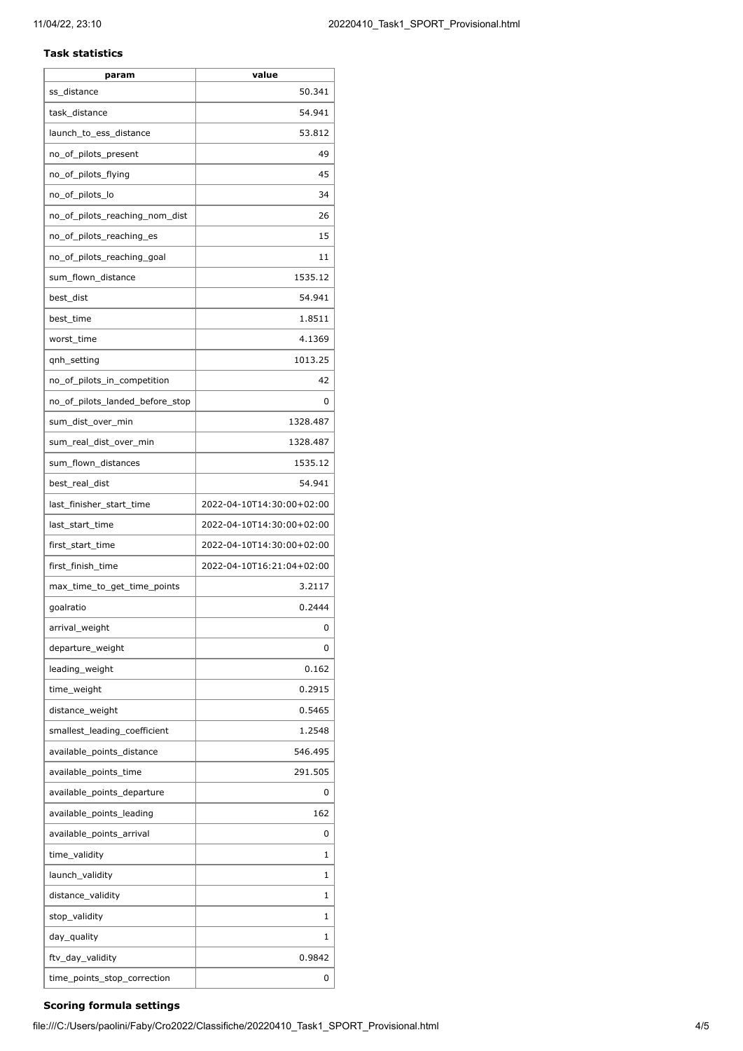### Task statistics

| param | value |
|---|---|
| ss_distance | 50.341 |
| task_distance | 54.941 |
| launch_to_ess_distance | 53.812 |
| no_of_pilots_present | 49 |
| no_of_pilots_flying | 45 |
| no_of_pilots_lo | 34 |
| no_of_pilots_reaching_nom_dist | 26 |
| no_of_pilots_reaching_es | 15 |
| no_of_pilots_reaching_goal | 11 |
| sum_flown_distance | 1535.12 |
| best_dist | 54.941 |
| best_time | 1.8511 |
| worst_time | 4.1369 |
| qnh_setting | 1013.25 |
| no_of_pilots_in_competition | 42 |
| no_of_pilots_landed_before_stop | 0 |
| sum_dist_over_min | 1328.487 |
| sum_real_dist_over_min | 1328.487 |
| sum_flown_distances | 1535.12 |
| best_real_dist | 54.941 |
| last_finisher_start_time | 2022-04-10T14:30:00+02:00 |
| last_start_time | 2022-04-10T14:30:00+02:00 |
| first_start_time | 2022-04-10T14:30:00+02:00 |
| first_finish_time | 2022-04-10T16:21:04+02:00 |
| max_time_to_get_time_points | 3.2117 |
| goalratio | 0.2444 |
| arrival_weight | 0 |
| departure_weight | 0 |
| leading_weight | 0.162 |
| time_weight | 0.2915 |
| distance_weight | 0.5465 |
| smallest_leading_coefficient | 1.2548 |
| available_points_distance | 546.495 |
| available_points_time | 291.505 |
| available_points_departure | 0 |
| available_points_leading | 162 |
| available_points_arrival | 0 |
| time_validity | 1 |
| launch_validity | 1 |
| distance_validity | 1 |
| stop_validity | 1 |
| day_quality | 1 |
| ftv_day_validity | 0.9842 |
| time_points_stop_correction | 0 |

### Scoring formula settings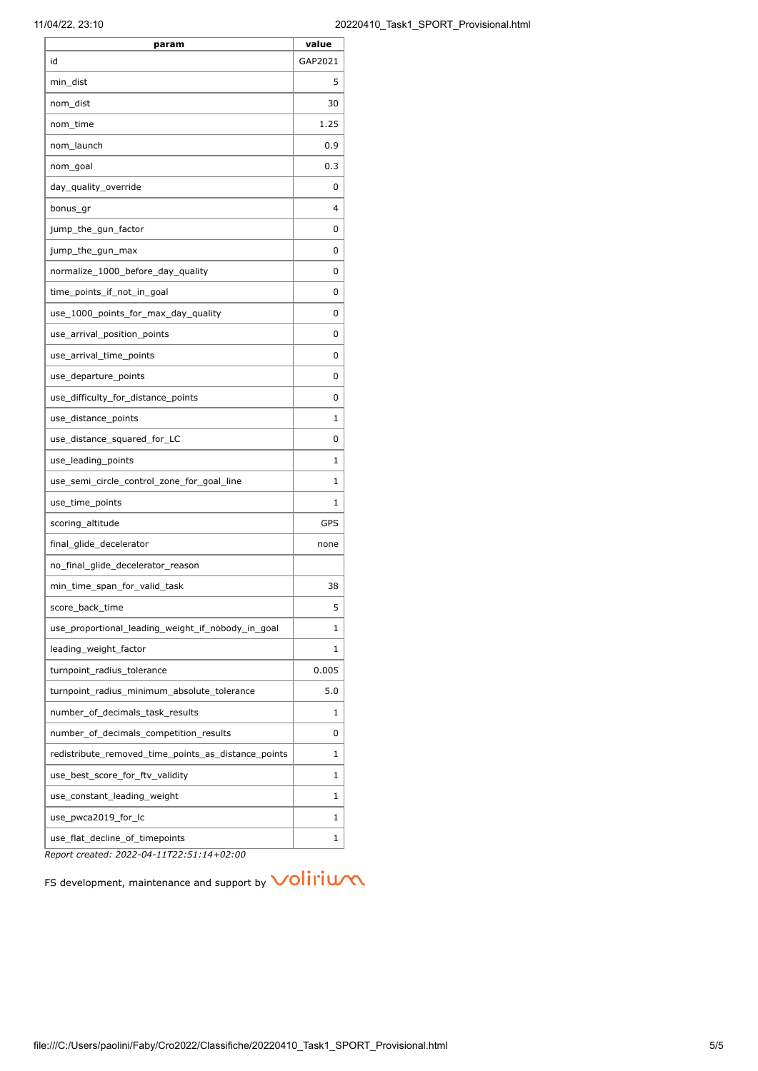| param | value |
|---|---|
| id | GAP2021 |
| min_dist | 5 |
| nom_dist | 30 |
| nom_time | 1.25 |
| nom_launch | 0.9 |
| nom_goal | 0.3 |
| day_quality_override | 0 |
| bonus_gr | 4 |
| jump_the_gun_factor | 0 |
| jump_the_gun_max | 0 |
| normalize_1000_before_day_quality | 0 |
| time_points_if_not_in_goal | 0 |
| use_1000_points_for_max_day_quality | 0 |
| use_arrival_position_points | 0 |
| use_arrival_time_points | 0 |
| use_departure_points | 0 |
| use_difficulty_for_distance_points | 0 |
| use_distance_points | 1 |
| use_distance_squared_for_LC | 0 |
| use_leading_points | 1 |
| use_semi_circle_control_zone_for_goal_line | 1 |
| use_time_points | 1 |
| scoring_altitude | GPS |
| final_glide_decelerator | none |
| no_final_glide_decelerator_reason | |
| min_time_span_for_valid_task | 38 |
| score_back_time | 5 |
| use_proportional_leading_weight_if_nobody_in_goal | 1 |
| leading_weight_factor | 1 |
| turnpoint_radius_tolerance | 0.005 |
| turnpoint_radius_minimum_absolute_tolerance | 5.0 |
| number_of_decimals_task_results | 1 |
| number_of_decimals_competition_results | 0 |
| redistribute_removed_time_points_as_distance_points | 1 |
| use_best_score_for_ftv_validity | 1 |
| use_constant_leading_weight | 1 |
| use_pwca2019_for_lc | 1 |
| use_flat_decline_of_timepoints | 1 |

*Report created: 2022-04-11T22:51:14+02:00*

FS development, maintenance and support by volirium